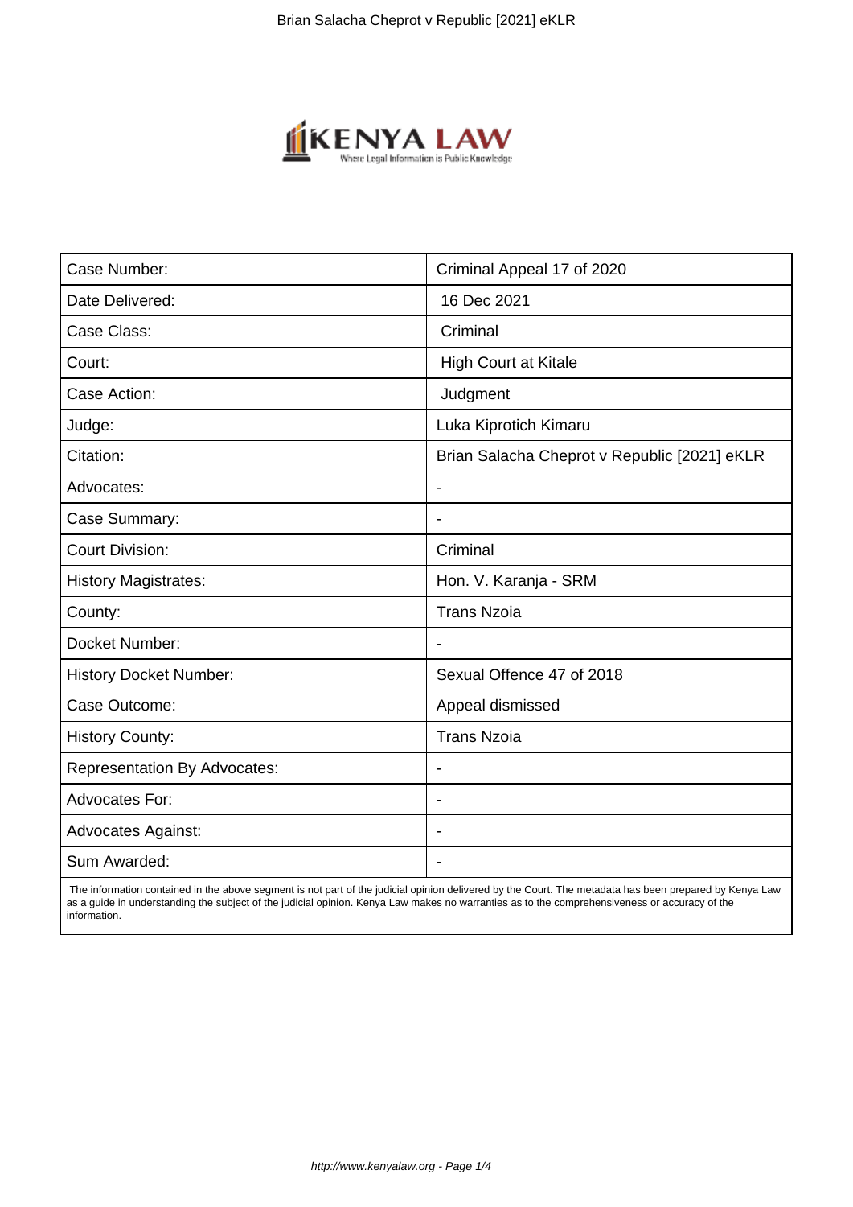| Case Number: | Criminal Appeal 17 of 2020 |
|---|---|
| Date Delivered: | 16 Dec 2021 |
| Case Class: | Criminal |
| Court: | High Court at Kitale |
| Case Action: | Judgment |
| Judge: | Luka Kiprotich Kimaru |
| Citation: | Brian Salacha Cheprot v Republic [2021] eKLR |
| Advocates: | - |
| Case Summary: | - |
| Court Division: | Criminal |
| History Magistrates: | Hon. V. Karanja - SRM |
| County: | Trans Nzoia |
| Docket Number: | - |
| History Docket Number: | Sexual Offence 47 of 2018 |
| Case Outcome: | Appeal dismissed |
| History County: | Trans Nzoia |
| Representation By Advocates: | - |
| Advocates For: | - |
| Advocates Against: | - |
| Sum Awarded: | - |

The information contained in the above segment is not part of the judicial opinion delivered by the Court. The metadata has been prepared by Kenya Law as a guide in understanding the subject of the judicial opinion. Kenya Law makes no warranties as to the comprehensiveness or accuracy of the information.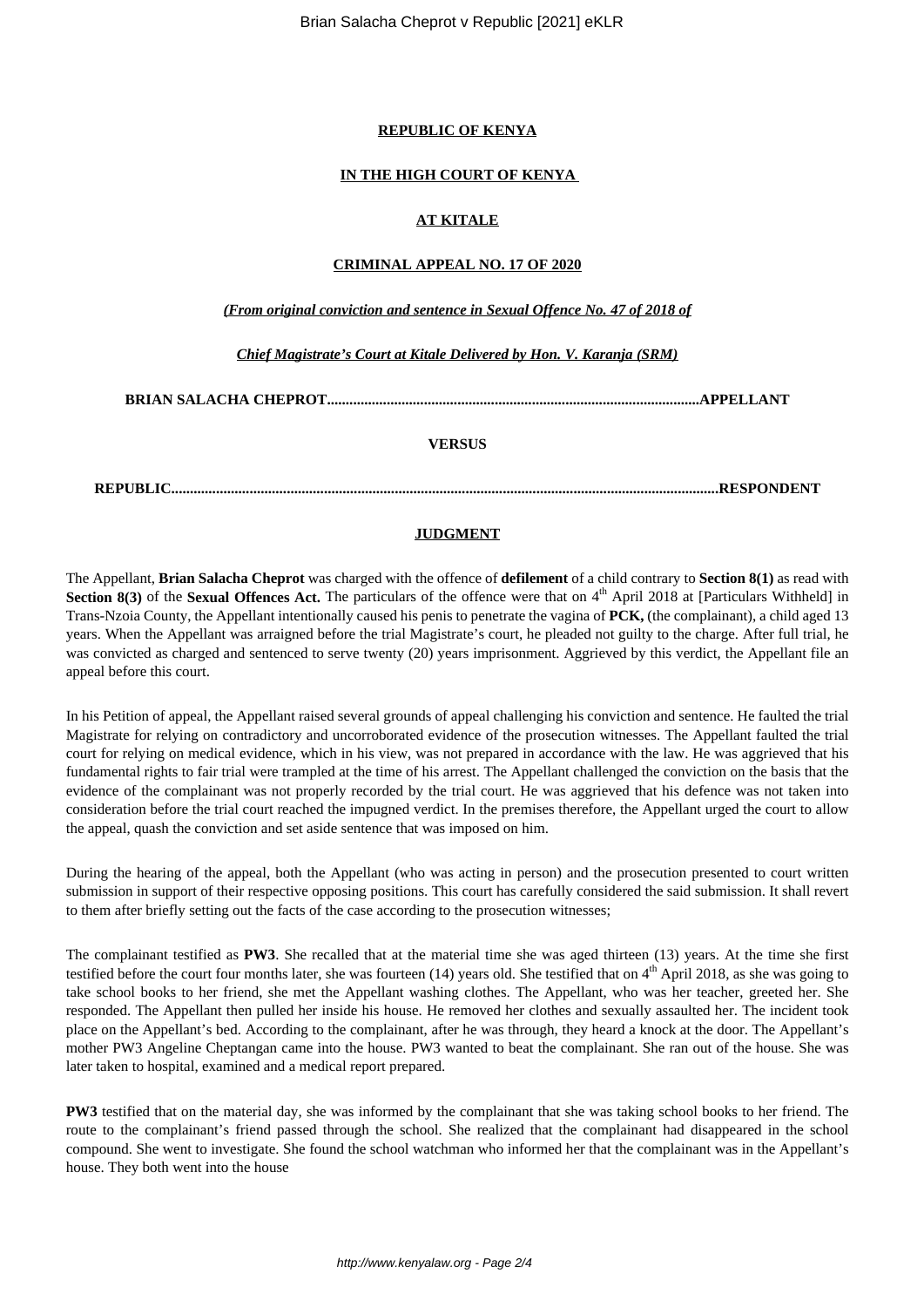**REPUBLIC OF KENYA**

**IN THE HIGH COURT OF KENYA**

**AT KITALE**

**CRIMINAL APPEAL NO. 17 OF 2020**

***(From original conviction and sentence in Sexual Offence No. 47 of 2018 of***

***Chief Magistrate's Court at Kitale Delivered by Hon. V. Karanja (SRM)***

**BRIAN SALACHA CHEPROT...................................................................................................APPELLANT**

**VERSUS**

**REPUBLIC.................................................................................................................................................RESPONDENT**

**JUDGMENT**

The Appellant, **Brian Salacha Cheprot** was charged with the offence of **defilement** of a child contrary to **Section 8(1)** as read with **Section 8(3)** of the **Sexual Offences Act.** The particulars of the offence were that on 4th April 2018 at [Particulars Withheld] in Trans-Nzoia County, the Appellant intentionally caused his penis to penetrate the vagina of **PCK,** (the complainant), a child aged 13 years. When the Appellant was arraigned before the trial Magistrate's court, he pleaded not guilty to the charge. After full trial, he was convicted as charged and sentenced to serve twenty (20) years imprisonment. Aggrieved by this verdict, the Appellant file an appeal before this court.

In his Petition of appeal, the Appellant raised several grounds of appeal challenging his conviction and sentence. He faulted the trial Magistrate for relying on contradictory and uncorroborated evidence of the prosecution witnesses. The Appellant faulted the trial court for relying on medical evidence, which in his view, was not prepared in accordance with the law. He was aggrieved that his fundamental rights to fair trial were trampled at the time of his arrest. The Appellant challenged the conviction on the basis that the evidence of the complainant was not properly recorded by the trial court. He was aggrieved that his defence was not taken into consideration before the trial court reached the impugned verdict. In the premises therefore, the Appellant urged the court to allow the appeal, quash the conviction and set aside sentence that was imposed on him.

During the hearing of the appeal, both the Appellant (who was acting in person) and the prosecution presented to court written submission in support of their respective opposing positions. This court has carefully considered the said submission. It shall revert to them after briefly setting out the facts of the case according to the prosecution witnesses;

The complainant testified as **PW3**. She recalled that at the material time she was aged thirteen (13) years. At the time she first testified before the court four months later, she was fourteen (14) years old. She testified that on 4th April 2018, as she was going to take school books to her friend, she met the Appellant washing clothes. The Appellant, who was her teacher, greeted her. She responded. The Appellant then pulled her inside his house. He removed her clothes and sexually assaulted her. The incident took place on the Appellant's bed. According to the complainant, after he was through, they heard a knock at the door. The Appellant's mother PW3 Angeline Cheptangan came into the house. PW3 wanted to beat the complainant. She ran out of the house. She was later taken to hospital, examined and a medical report prepared.

**PW3** testified that on the material day, she was informed by the complainant that she was taking school books to her friend. The route to the complainant's friend passed through the school. She realized that the complainant had disappeared in the school compound. She went to investigate. She found the school watchman who informed her that the complainant was in the Appellant's house. They both went into the house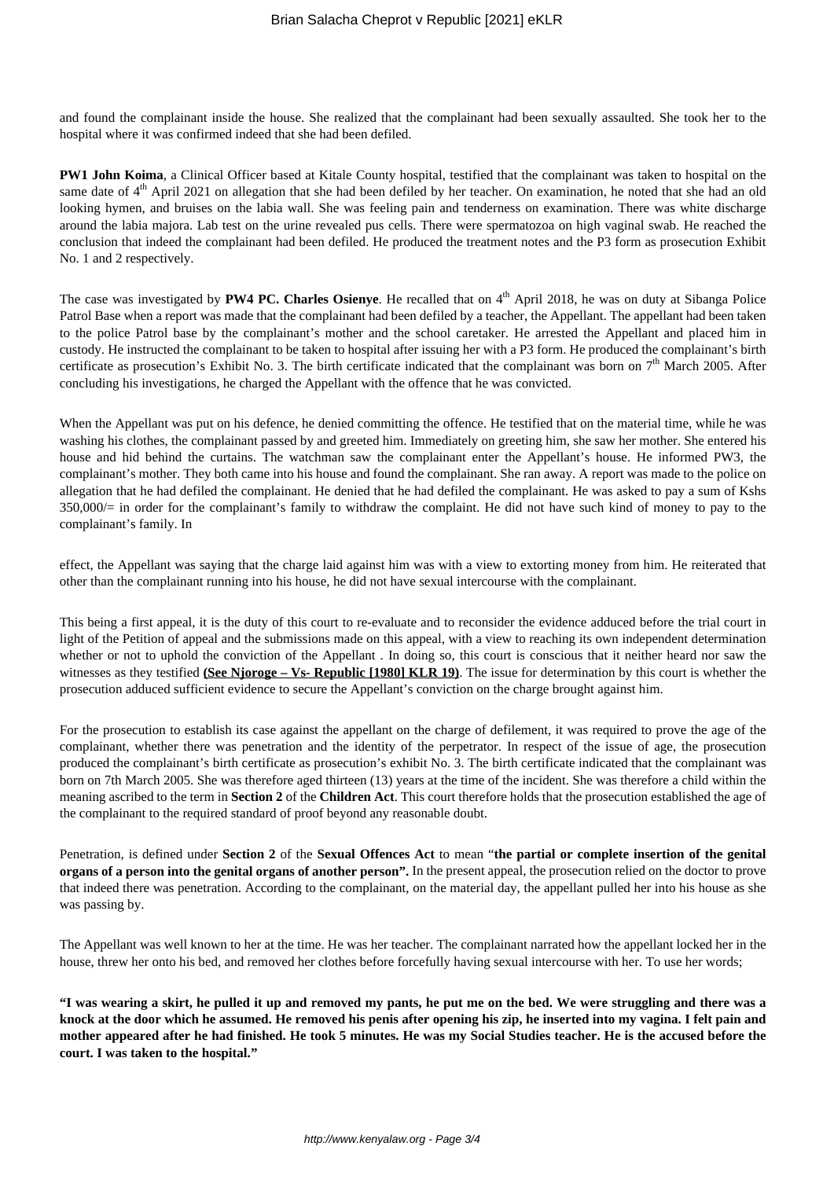and found the complainant inside the house. She realized that the complainant had been sexually assaulted. She took her to the hospital where it was confirmed indeed that she had been defiled.

**PW1 John Koima**, a Clinical Officer based at Kitale County hospital, testified that the complainant was taken to hospital on the same date of 4th April 2021 on allegation that she had been defiled by her teacher. On examination, he noted that she had an old looking hymen, and bruises on the labia wall. She was feeling pain and tenderness on examination. There was white discharge around the labia majora. Lab test on the urine revealed pus cells. There were spermatozoa on high vaginal swab. He reached the conclusion that indeed the complainant had been defiled. He produced the treatment notes and the P3 form as prosecution Exhibit No. 1 and 2 respectively.

The case was investigated by **PW4 PC. Charles Osienye**. He recalled that on 4th April 2018, he was on duty at Sibanga Police Patrol Base when a report was made that the complainant had been defiled by a teacher, the Appellant. The appellant had been taken to the police Patrol base by the complainant's mother and the school caretaker. He arrested the Appellant and placed him in custody. He instructed the complainant to be taken to hospital after issuing her with a P3 form. He produced the complainant's birth certificate as prosecution's Exhibit No. 3. The birth certificate indicated that the complainant was born on 7th March 2005. After concluding his investigations, he charged the Appellant with the offence that he was convicted.

When the Appellant was put on his defence, he denied committing the offence. He testified that on the material time, while he was washing his clothes, the complainant passed by and greeted him. Immediately on greeting him, she saw her mother. She entered his house and hid behind the curtains. The watchman saw the complainant enter the Appellant's house. He informed PW3, the complainant's mother. They both came into his house and found the complainant. She ran away. A report was made to the police on allegation that he had defiled the complainant. He denied that he had defiled the complainant. He was asked to pay a sum of Kshs 350,000/= in order for the complainant's family to withdraw the complaint. He did not have such kind of money to pay to the complainant's family. In

effect, the Appellant was saying that the charge laid against him was with a view to extorting money from him. He reiterated that other than the complainant running into his house, he did not have sexual intercourse with the complainant.

This being a first appeal, it is the duty of this court to re-evaluate and to reconsider the evidence adduced before the trial court in light of the Petition of appeal and the submissions made on this appeal, with a view to reaching its own independent determination whether or not to uphold the conviction of the Appellant . In doing so, this court is conscious that it neither heard nor saw the witnesses as they testified **(See Njoroge – Vs- Republic [1980] KLR 19)**. The issue for determination by this court is whether the prosecution adduced sufficient evidence to secure the Appellant's conviction on the charge brought against him.

For the prosecution to establish its case against the appellant on the charge of defilement, it was required to prove the age of the complainant, whether there was penetration and the identity of the perpetrator. In respect of the issue of age, the prosecution produced the complainant's birth certificate as prosecution's exhibit No. 3. The birth certificate indicated that the complainant was born on 7th March 2005. She was therefore aged thirteen (13) years at the time of the incident. She was therefore a child within the meaning ascribed to the term in **Section 2** of the **Children Act**. This court therefore holds that the prosecution established the age of the complainant to the required standard of proof beyond any reasonable doubt.

Penetration, is defined under **Section 2** of the **Sexual Offences Act** to mean "**the partial or complete insertion of the genital organs of a person into the genital organs of another person**". In the present appeal, the prosecution relied on the doctor to prove that indeed there was penetration. According to the complainant, on the material day, the appellant pulled her into his house as she was passing by.

The Appellant was well known to her at the time. He was her teacher. The complainant narrated how the appellant locked her in the house, threw her onto his bed, and removed her clothes before forcefully having sexual intercourse with her. To use her words;

**"I was wearing a skirt, he pulled it up and removed my pants, he put me on the bed. We were struggling and there was a knock at the door which he assumed. He removed his penis after opening his zip, he inserted into my vagina. I felt pain and mother appeared after he had finished. He took 5 minutes. He was my Social Studies teacher. He is the accused before the court. I was taken to the hospital."**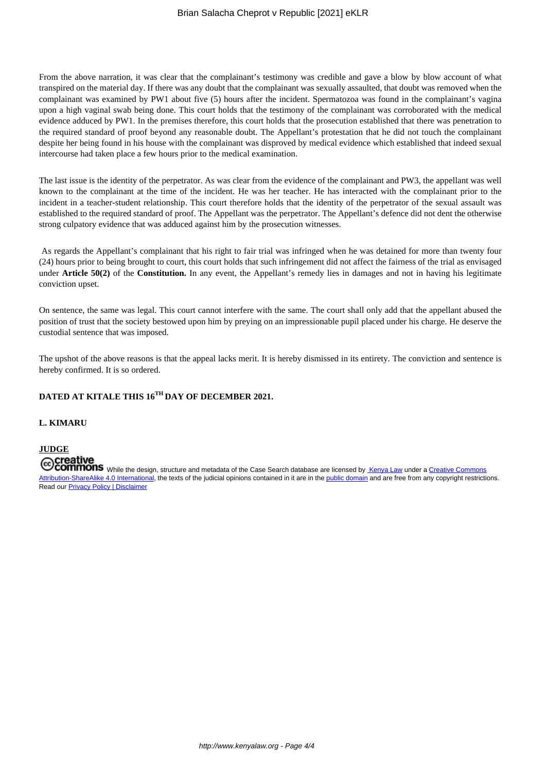From the above narration, it was clear that the complainant's testimony was credible and gave a blow by blow account of what transpired on the material day. If there was any doubt that the complainant was sexually assaulted, that doubt was removed when the complainant was examined by PW1 about five (5) hours after the incident. Spermatozoa was found in the complainant's vagina upon a high vaginal swab being done. This court holds that the testimony of the complainant was corroborated with the medical evidence adduced by PW1. In the premises therefore, this court holds that the prosecution established that there was penetration to the required standard of proof beyond any reasonable doubt. The Appellant's protestation that he did not touch the complainant despite her being found in his house with the complainant was disproved by medical evidence which established that indeed sexual intercourse had taken place a few hours prior to the medical examination.

The last issue is the identity of the perpetrator. As was clear from the evidence of the complainant and PW3, the appellant was well known to the complainant at the time of the incident. He was her teacher. He has interacted with the complainant prior to the incident in a teacher-student relationship. This court therefore holds that the identity of the perpetrator of the sexual assault was established to the required standard of proof. The Appellant was the perpetrator. The Appellant's defence did not dent the otherwise strong culpatory evidence that was adduced against him by the prosecution witnesses.

As regards the Appellant's complainant that his right to fair trial was infringed when he was detained for more than twenty four (24) hours prior to being brought to court, this court holds that such infringement did not affect the fairness of the trial as envisaged under **Article 50(2)** of the **Constitution.** In any event, the Appellant's remedy lies in damages and not in having his legitimate conviction upset.

On sentence, the same was legal. This court cannot interfere with the same. The court shall only add that the appellant abused the position of trust that the society bestowed upon him by preying on an impressionable pupil placed under his charge. He deserve the custodial sentence that was imposed.

The upshot of the above reasons is that the appeal lacks merit. It is hereby dismissed in its entirety. The conviction and sentence is hereby confirmed. It is so ordered.

**DATED AT KITALE THIS 16TH DAY OF DECEMBER 2021.**

**L. KIMARU**

**JUDGE**

While the design, structure and metadata of the Case Search database are licensed by Kenya Law under a Creative Commons Attribution-ShareAlike 4.0 International, the texts of the judicial opinions contained in it are in the public domain and are free from any copyright restrictions. Read our Privacy Policy | Disclaimer